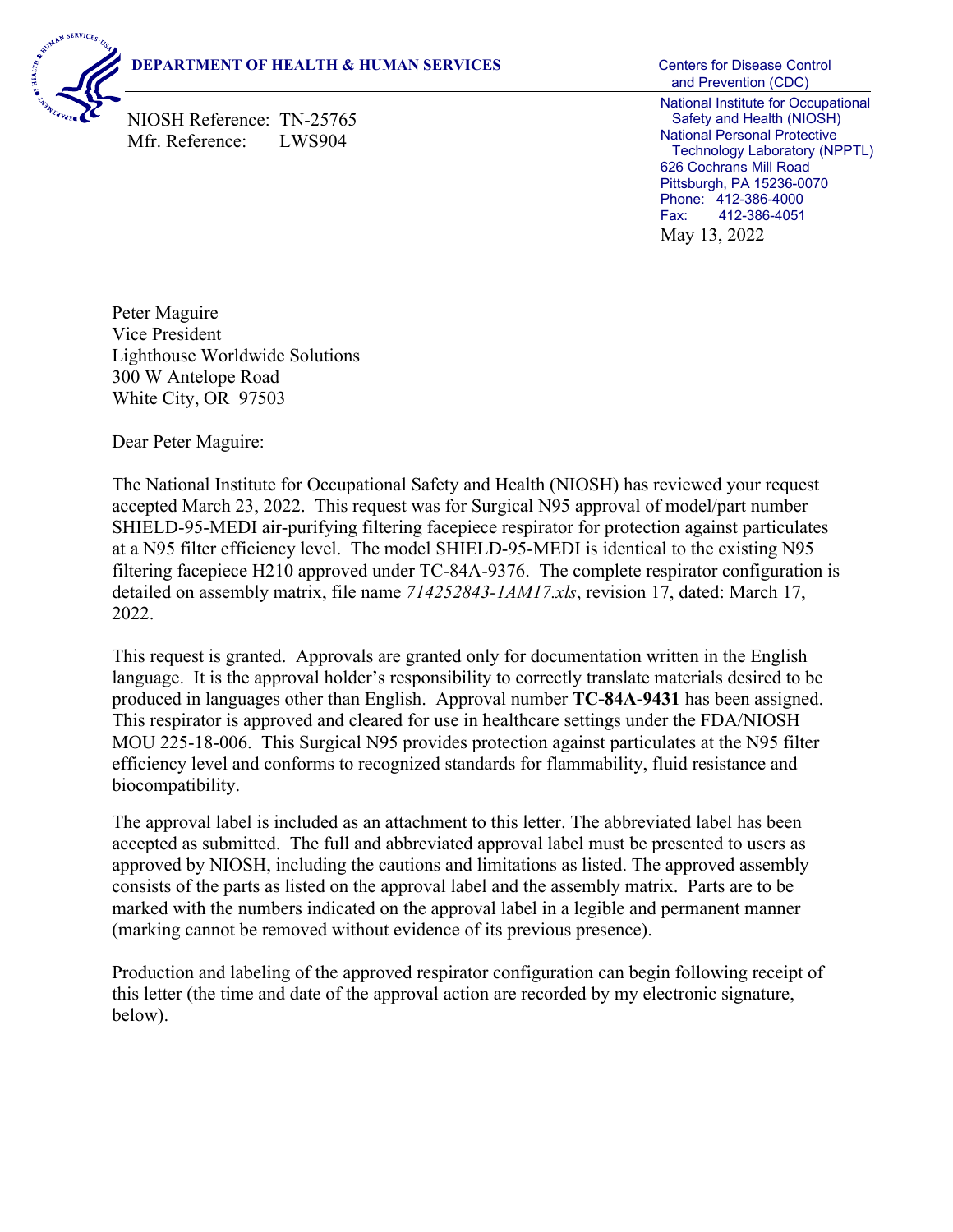**DEPARTMENT OF HEALTH & HUMAN SERVICES**

Centers for Disease Control and Prevention (CDC)
National Institute for Occupational Safety and Health (NIOSH)
National Personal Protective Technology Laboratory (NPPTL)
626 Cochrans Mill Road
Pittsburgh, PA 15236-0070
Phone: 412-386-4000
Fax: 412-386-4051

NIOSH Reference: TN-25765
Mfr. Reference: LWS904

May 13, 2022

Peter Maguire
Vice President
Lighthouse Worldwide Solutions
300 W Antelope Road
White City, OR 97503

Dear Peter Maguire:

The National Institute for Occupational Safety and Health (NIOSH) has reviewed your request accepted March 23, 2022. This request was for Surgical N95 approval of model/part number SHIELD-95-MEDI air-purifying filtering facepiece respirator for protection against particulates at a N95 filter efficiency level. The model SHIELD-95-MEDI is identical to the existing N95 filtering facepiece H210 approved under TC-84A-9376. The complete respirator configuration is detailed on assembly matrix, file name *714252843-1AM17.xls*, revision 17, dated: March 17, 2022.

This request is granted. Approvals are granted only for documentation written in the English language. It is the approval holder's responsibility to correctly translate materials desired to be produced in languages other than English. Approval number **TC-84A-9431** has been assigned. This respirator is approved and cleared for use in healthcare settings under the FDA/NIOSH MOU 225-18-006. This Surgical N95 provides protection against particulates at the N95 filter efficiency level and conforms to recognized standards for flammability, fluid resistance and biocompatibility.

The approval label is included as an attachment to this letter. The abbreviated label has been accepted as submitted. The full and abbreviated approval label must be presented to users as approved by NIOSH, including the cautions and limitations as listed. The approved assembly consists of the parts as listed on the approval label and the assembly matrix. Parts are to be marked with the numbers indicated on the approval label in a legible and permanent manner (marking cannot be removed without evidence of its previous presence).

Production and labeling of the approved respirator configuration can begin following receipt of this letter (the time and date of the approval action are recorded by my electronic signature, below).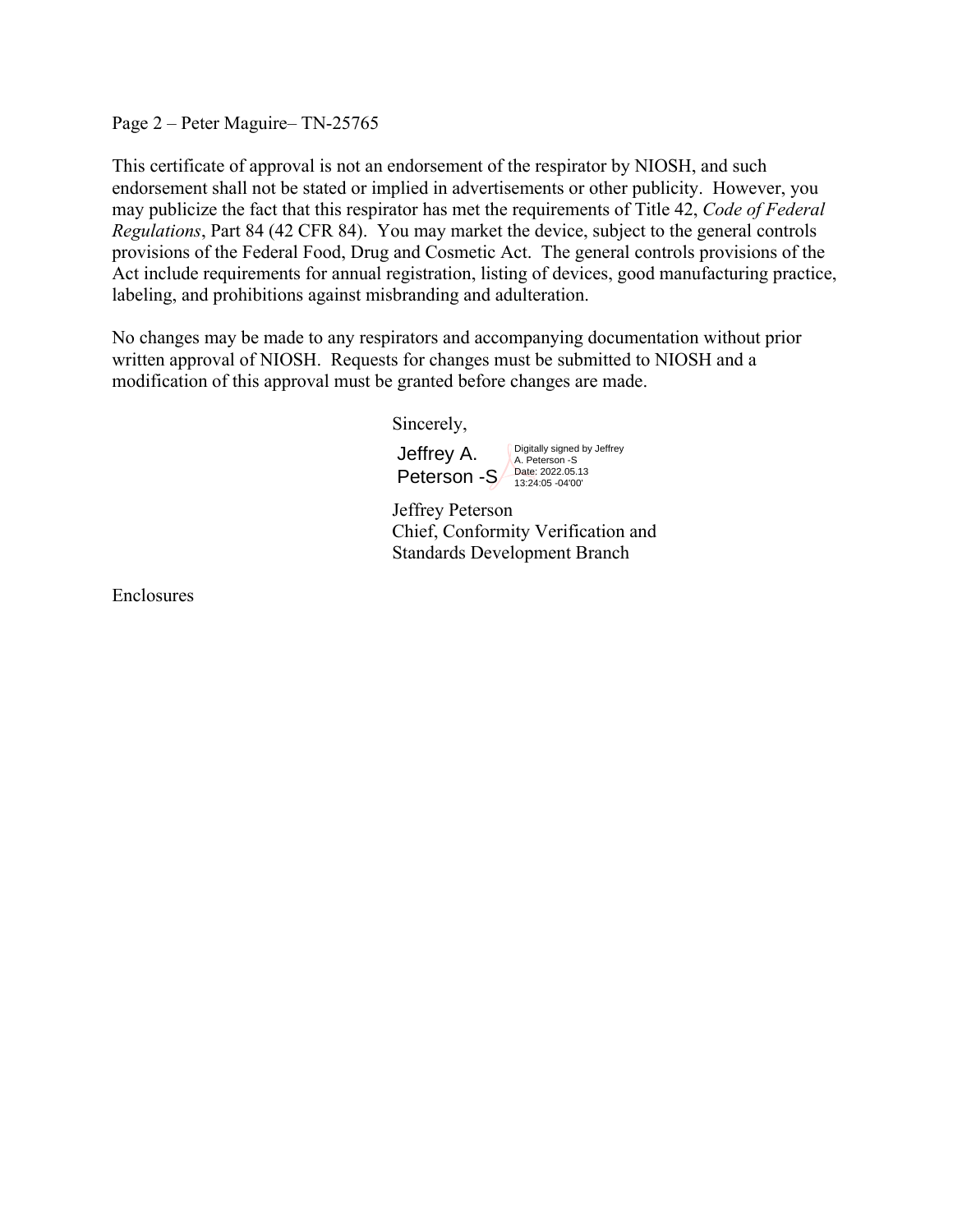Page 2 – Peter Maguire– TN-25765

This certificate of approval is not an endorsement of the respirator by NIOSH, and such endorsement shall not be stated or implied in advertisements or other publicity. However, you may publicize the fact that this respirator has met the requirements of Title 42, *Code of Federal Regulations*, Part 84 (42 CFR 84). You may market the device, subject to the general controls provisions of the Federal Food, Drug and Cosmetic Act. The general controls provisions of the Act include requirements for annual registration, listing of devices, good manufacturing practice, labeling, and prohibitions against misbranding and adulteration.

No changes may be made to any respirators and accompanying documentation without prior written approval of NIOSH. Requests for changes must be submitted to NIOSH and a modification of this approval must be granted before changes are made.

Sincerely,

Jeffrey A. Peterson -S
Digitally signed by Jeffrey A. Peterson -S
Date: 2022.05.13 13:24:05 -04'00'

Jeffrey Peterson
Chief, Conformity Verification and Standards Development Branch

Enclosures